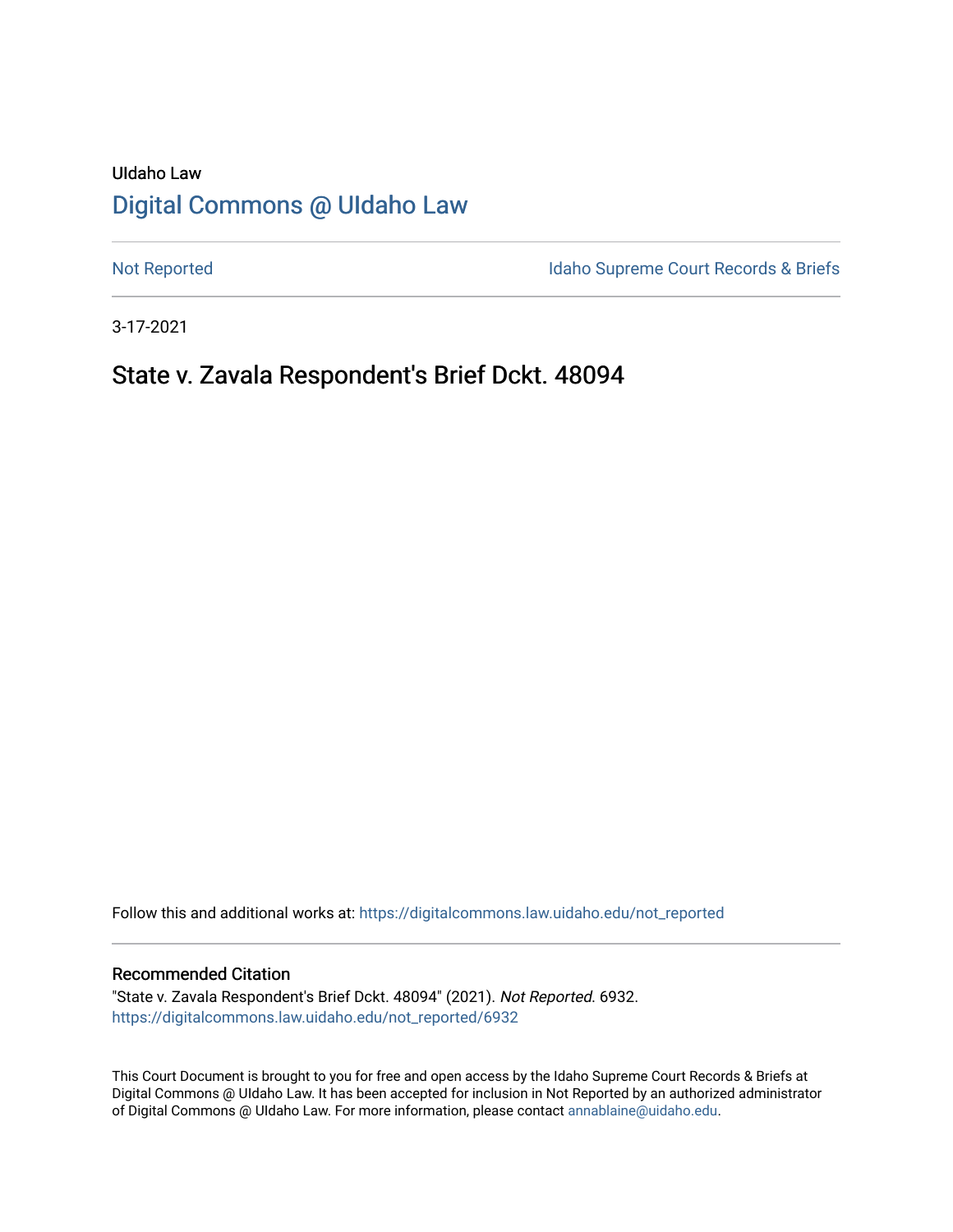UIdaho Law

# Digital Commons @ UIdaho Law

Not Reported | Idaho Supreme Court Records & Briefs

3-17-2021

## State v. Zavala Respondent's Brief Dckt. 48094

Follow this and additional works at: https://digitalcommons.law.uidaho.edu/not_reported

### Recommended Citation

"State v. Zavala Respondent's Brief Dckt. 48094" (2021). *Not Reported*. 6932.
https://digitalcommons.law.uidaho.edu/not_reported/6932

This Court Document is brought to you for free and open access by the Idaho Supreme Court Records & Briefs at Digital Commons @ UIdaho Law. It has been accepted for inclusion in Not Reported by an authorized administrator of Digital Commons @ UIdaho Law. For more information, please contact annablaine@uidaho.edu.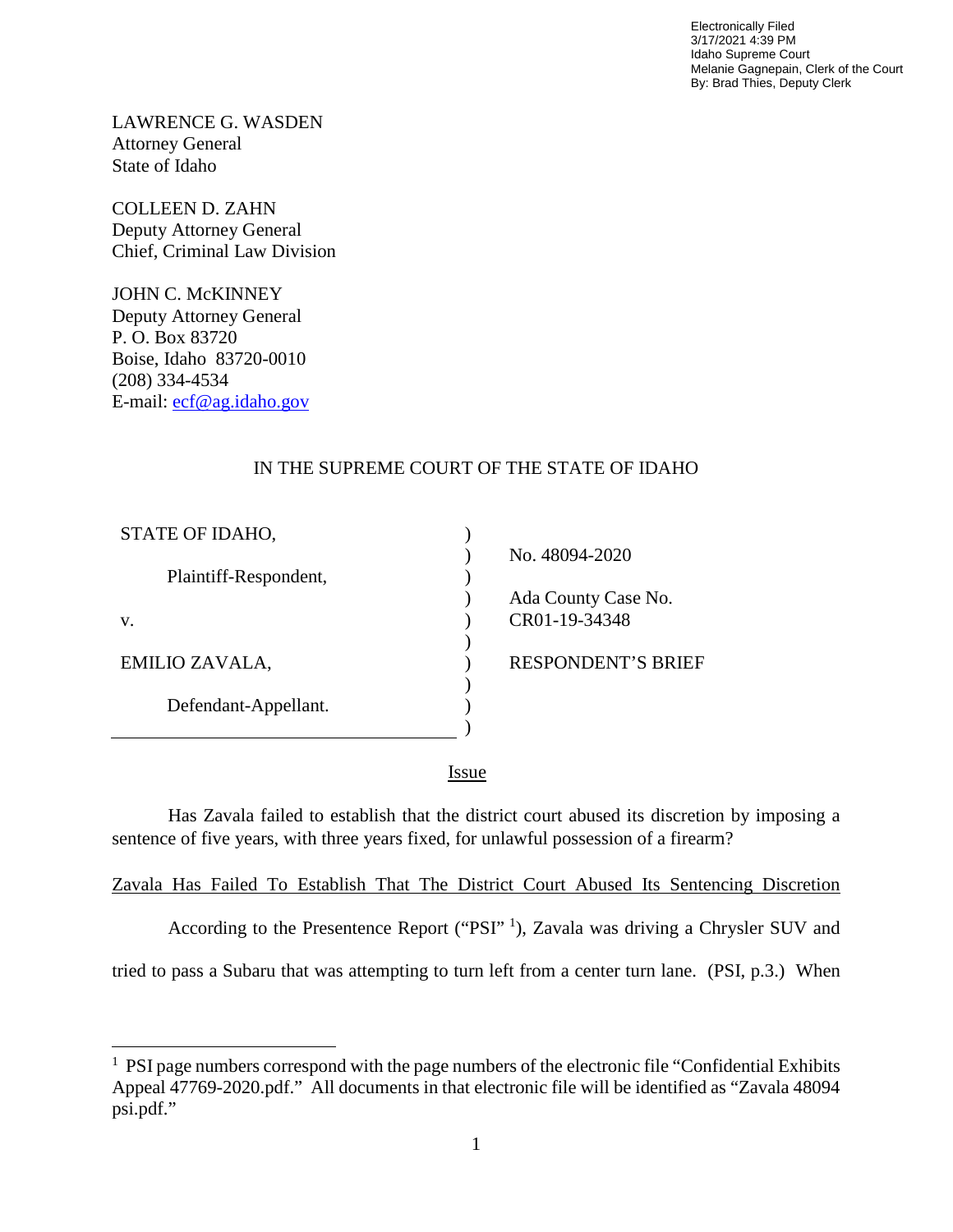Electronically Filed
3/17/2021 4:39 PM
Idaho Supreme Court
Melanie Gagnepain, Clerk of the Court
By: Brad Thies, Deputy Clerk

LAWRENCE G. WASDEN
Attorney General
State of Idaho

COLLEEN D. ZAHN
Deputy Attorney General
Chief, Criminal Law Division

JOHN C. McKINNEY
Deputy Attorney General
P. O. Box 83720
Boise, Idaho 83720-0010
(208) 334-4534
E-mail: ecf@ag.idaho.gov

IN THE SUPREME COURT OF THE STATE OF IDAHO

| | | |
|---|---|---|
| STATE OF IDAHO, | ) | |
| | ) | No. 48094-2020 |
| Plaintiff-Respondent, | ) | |
| | ) | Ada County Case No. |
| v. | ) | CR01-19-34348 |
| | ) | |
| EMILIO ZAVALA, | ) | RESPONDENT'S BRIEF |
| | ) | |
| Defendant-Appellant. | ) | |
| | ) | |

## Issue

Has Zavala failed to establish that the district court abused its discretion by imposing a sentence of five years, with three years fixed, for unlawful possession of a firearm?

## Zavala Has Failed To Establish That The District Court Abused Its Sentencing Discretion

According to the Presentence Report ("PSI" [1]), Zavala was driving a Chrysler SUV and tried to pass a Subaru that was attempting to turn left from a center turn lane. (PSI, p.3.) When

[1] PSI page numbers correspond with the page numbers of the electronic file "Confidential Exhibits Appeal 47769-2020.pdf." All documents in that electronic file will be identified as "Zavala 48094 psi.pdf."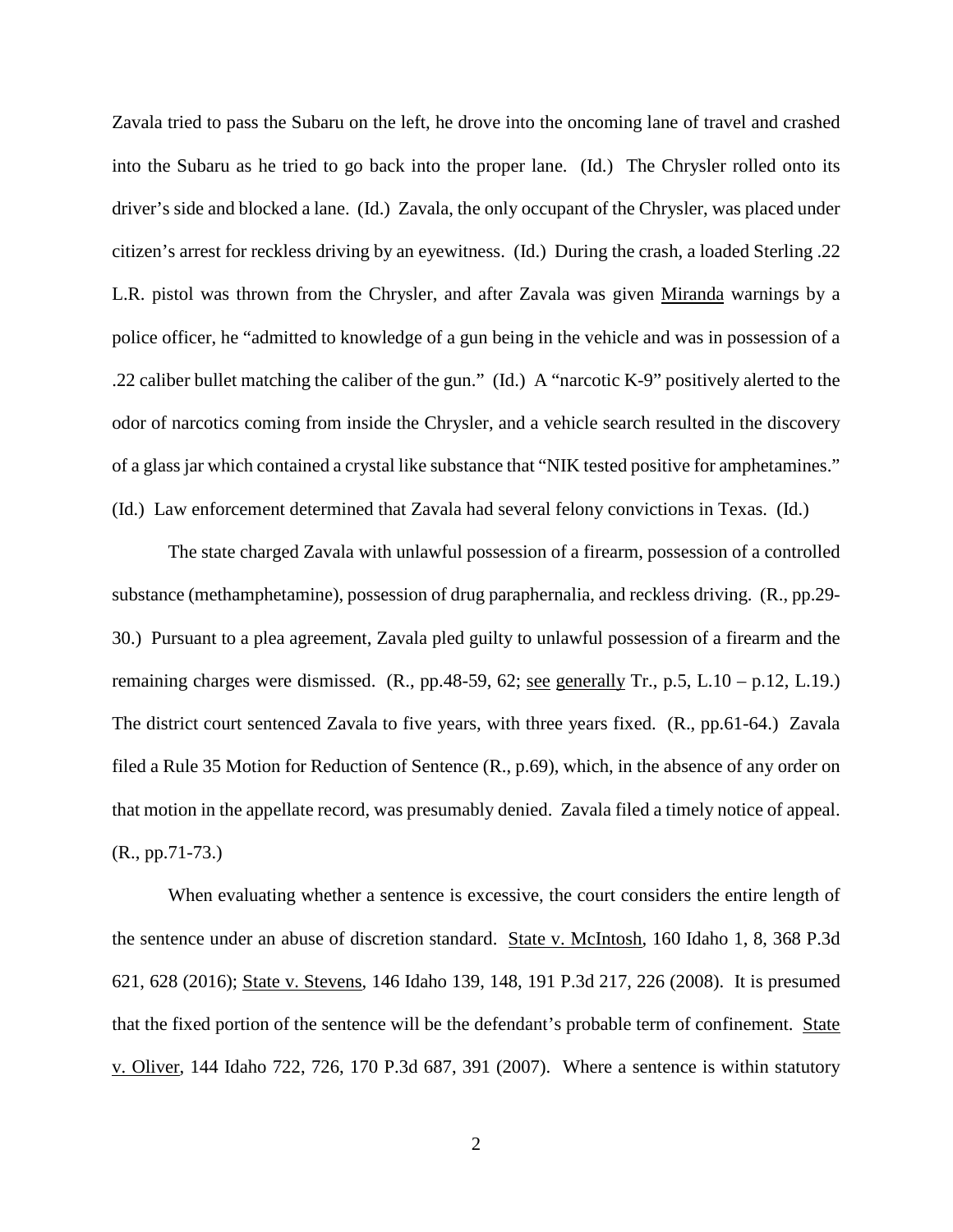Zavala tried to pass the Subaru on the left, he drove into the oncoming lane of travel and crashed into the Subaru as he tried to go back into the proper lane. (Id.) The Chrysler rolled onto its driver's side and blocked a lane. (Id.) Zavala, the only occupant of the Chrysler, was placed under citizen's arrest for reckless driving by an eyewitness. (Id.) During the crash, a loaded Sterling .22 L.R. pistol was thrown from the Chrysler, and after Zavala was given Miranda warnings by a police officer, he "admitted to knowledge of a gun being in the vehicle and was in possession of a .22 caliber bullet matching the caliber of the gun." (Id.) A "narcotic K-9" positively alerted to the odor of narcotics coming from inside the Chrysler, and a vehicle search resulted in the discovery of a glass jar which contained a crystal like substance that "NIK tested positive for amphetamines." (Id.) Law enforcement determined that Zavala had several felony convictions in Texas. (Id.)

The state charged Zavala with unlawful possession of a firearm, possession of a controlled substance (methamphetamine), possession of drug paraphernalia, and reckless driving. (R., pp.29-30.) Pursuant to a plea agreement, Zavala pled guilty to unlawful possession of a firearm and the remaining charges were dismissed. (R., pp.48-59, 62; see generally Tr., p.5, L.10 – p.12, L.19.) The district court sentenced Zavala to five years, with three years fixed. (R., pp.61-64.) Zavala filed a Rule 35 Motion for Reduction of Sentence (R., p.69), which, in the absence of any order on that motion in the appellate record, was presumably denied. Zavala filed a timely notice of appeal. (R., pp.71-73.)

When evaluating whether a sentence is excessive, the court considers the entire length of the sentence under an abuse of discretion standard. State v. McIntosh, 160 Idaho 1, 8, 368 P.3d 621, 628 (2016); State v. Stevens, 146 Idaho 139, 148, 191 P.3d 217, 226 (2008). It is presumed that the fixed portion of the sentence will be the defendant's probable term of confinement. State v. Oliver, 144 Idaho 722, 726, 170 P.3d 687, 391 (2007). Where a sentence is within statutory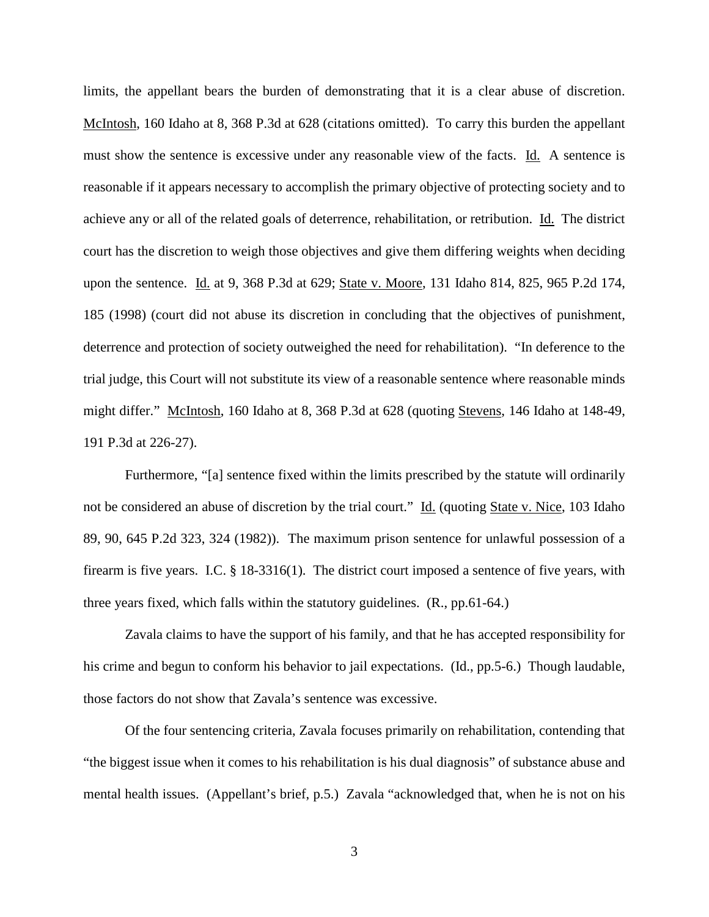limits, the appellant bears the burden of demonstrating that it is a clear abuse of discretion. McIntosh, 160 Idaho at 8, 368 P.3d at 628 (citations omitted). To carry this burden the appellant must show the sentence is excessive under any reasonable view of the facts. Id. A sentence is reasonable if it appears necessary to accomplish the primary objective of protecting society and to achieve any or all of the related goals of deterrence, rehabilitation, or retribution. Id. The district court has the discretion to weigh those objectives and give them differing weights when deciding upon the sentence. Id. at 9, 368 P.3d at 629; State v. Moore, 131 Idaho 814, 825, 965 P.2d 174, 185 (1998) (court did not abuse its discretion in concluding that the objectives of punishment, deterrence and protection of society outweighed the need for rehabilitation). "In deference to the trial judge, this Court will not substitute its view of a reasonable sentence where reasonable minds might differ." McIntosh, 160 Idaho at 8, 368 P.3d at 628 (quoting Stevens, 146 Idaho at 148-49, 191 P.3d at 226-27).

Furthermore, "[a] sentence fixed within the limits prescribed by the statute will ordinarily not be considered an abuse of discretion by the trial court." Id. (quoting State v. Nice, 103 Idaho 89, 90, 645 P.2d 323, 324 (1982)). The maximum prison sentence for unlawful possession of a firearm is five years. I.C. § 18-3316(1). The district court imposed a sentence of five years, with three years fixed, which falls within the statutory guidelines. (R., pp.61-64.)

Zavala claims to have the support of his family, and that he has accepted responsibility for his crime and begun to conform his behavior to jail expectations. (Id., pp.5-6.) Though laudable, those factors do not show that Zavala's sentence was excessive.

Of the four sentencing criteria, Zavala focuses primarily on rehabilitation, contending that "the biggest issue when it comes to his rehabilitation is his dual diagnosis" of substance abuse and mental health issues. (Appellant's brief, p.5.) Zavala "acknowledged that, when he is not on his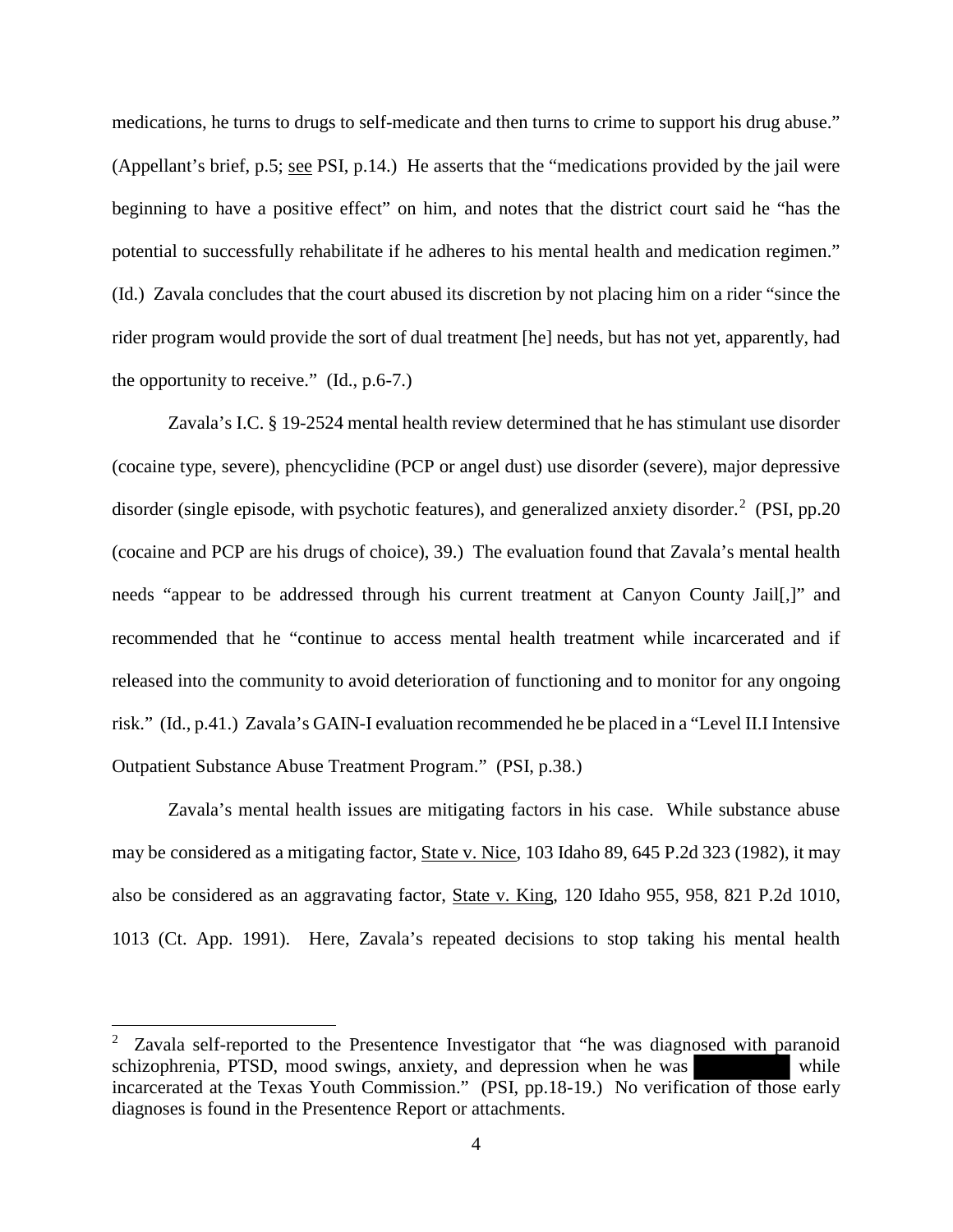medications, he turns to drugs to self-medicate and then turns to crime to support his drug abuse." (Appellant's brief, p.5; see PSI, p.14.) He asserts that the "medications provided by the jail were beginning to have a positive effect" on him, and notes that the district court said he "has the potential to successfully rehabilitate if he adheres to his mental health and medication regimen." (Id.) Zavala concludes that the court abused its discretion by not placing him on a rider "since the rider program would provide the sort of dual treatment [he] needs, but has not yet, apparently, had the opportunity to receive." (Id., p.6-7.)

Zavala's I.C. § 19-2524 mental health review determined that he has stimulant use disorder (cocaine type, severe), phencyclidine (PCP or angel dust) use disorder (severe), major depressive disorder (single episode, with psychotic features), and generalized anxiety disorder.[2] (PSI, pp.20 (cocaine and PCP are his drugs of choice), 39.) The evaluation found that Zavala's mental health needs "appear to be addressed through his current treatment at Canyon County Jail[,]" and recommended that he "continue to access mental health treatment while incarcerated and if released into the community to avoid deterioration of functioning and to monitor for any ongoing risk." (Id., p.41.) Zavala's GAIN-I evaluation recommended he be placed in a "Level II.I Intensive Outpatient Substance Abuse Treatment Program." (PSI, p.38.)

Zavala's mental health issues are mitigating factors in his case. While substance abuse may be considered as a mitigating factor, State v. Nice, 103 Idaho 89, 645 P.2d 323 (1982), it may also be considered as an aggravating factor, State v. King, 120 Idaho 955, 958, 821 P.2d 1010, 1013 (Ct. App. 1991). Here, Zavala's repeated decisions to stop taking his mental health

---

[2] Zavala self-reported to the Presentence Investigator that "he was diagnosed with paranoid schizophrenia, PTSD, mood swings, anxiety, and depression when he was [REDACTED] while incarcerated at the Texas Youth Commission." (PSI, pp.18-19.) No verification of those early diagnoses is found in the Presentence Report or attachments.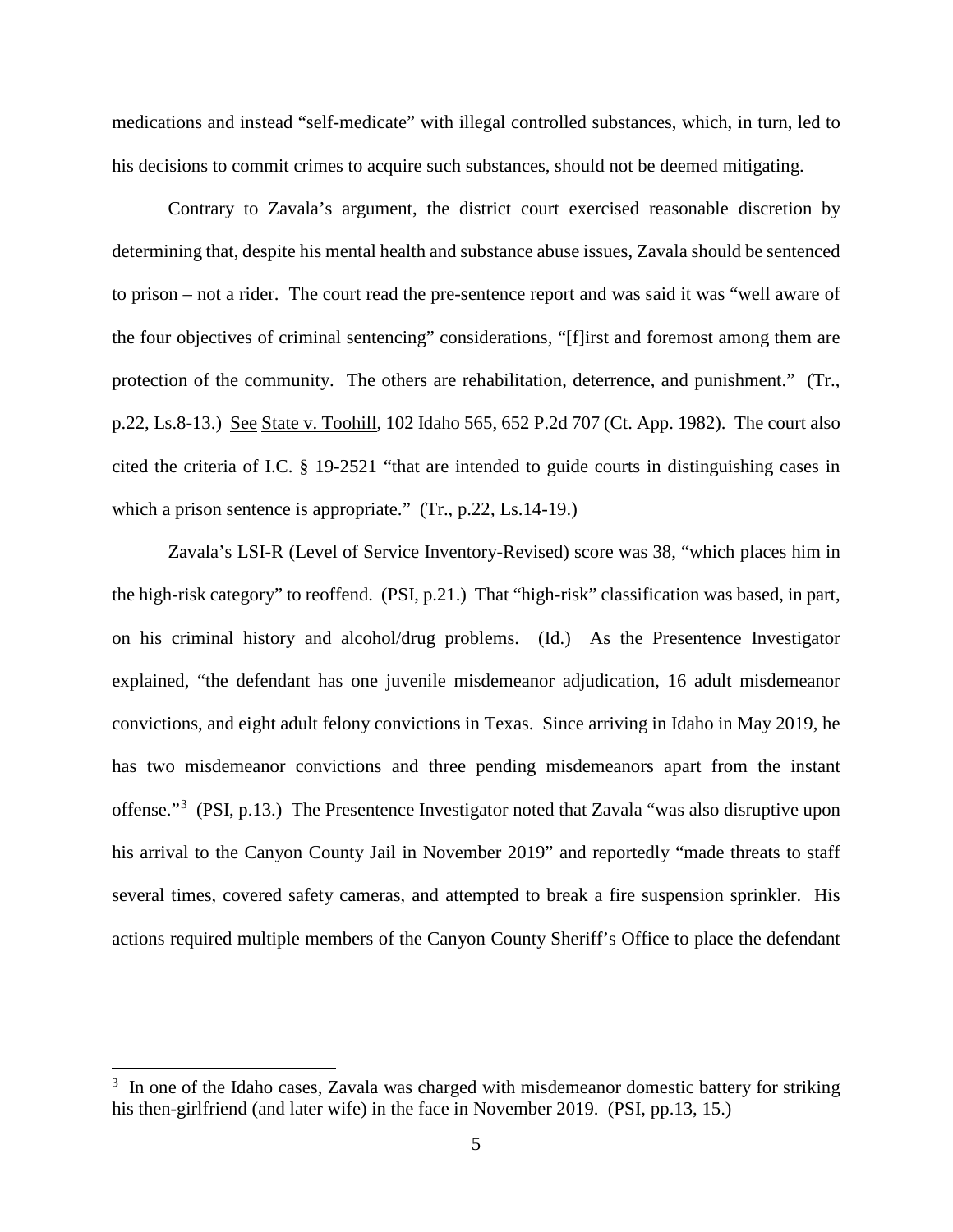medications and instead "self-medicate" with illegal controlled substances, which, in turn, led to his decisions to commit crimes to acquire such substances, should not be deemed mitigating.

Contrary to Zavala's argument, the district court exercised reasonable discretion by determining that, despite his mental health and substance abuse issues, Zavala should be sentenced to prison – not a rider. The court read the pre-sentence report and was said it was "well aware of the four objectives of criminal sentencing" considerations, "[f]irst and foremost among them are protection of the community. The others are rehabilitation, deterrence, and punishment." (Tr., p.22, Ls.8-13.) See State v. Toohill, 102 Idaho 565, 652 P.2d 707 (Ct. App. 1982). The court also cited the criteria of I.C. § 19-2521 "that are intended to guide courts in distinguishing cases in which a prison sentence is appropriate." (Tr., p.22, Ls.14-19.)

Zavala's LSI-R (Level of Service Inventory-Revised) score was 38, "which places him in the high-risk category" to reoffend. (PSI, p.21.) That "high-risk" classification was based, in part, on his criminal history and alcohol/drug problems. (Id.) As the Presentence Investigator explained, "the defendant has one juvenile misdemeanor adjudication, 16 adult misdemeanor convictions, and eight adult felony convictions in Texas. Since arriving in Idaho in May 2019, he has two misdemeanor convictions and three pending misdemeanors apart from the instant offense."[3] (PSI, p.13.) The Presentence Investigator noted that Zavala "was also disruptive upon his arrival to the Canyon County Jail in November 2019" and reportedly "made threats to staff several times, covered safety cameras, and attempted to break a fire suspension sprinkler. His actions required multiple members of the Canyon County Sheriff's Office to place the defendant

[3] In one of the Idaho cases, Zavala was charged with misdemeanor domestic battery for striking his then-girlfriend (and later wife) in the face in November 2019. (PSI, pp.13, 15.)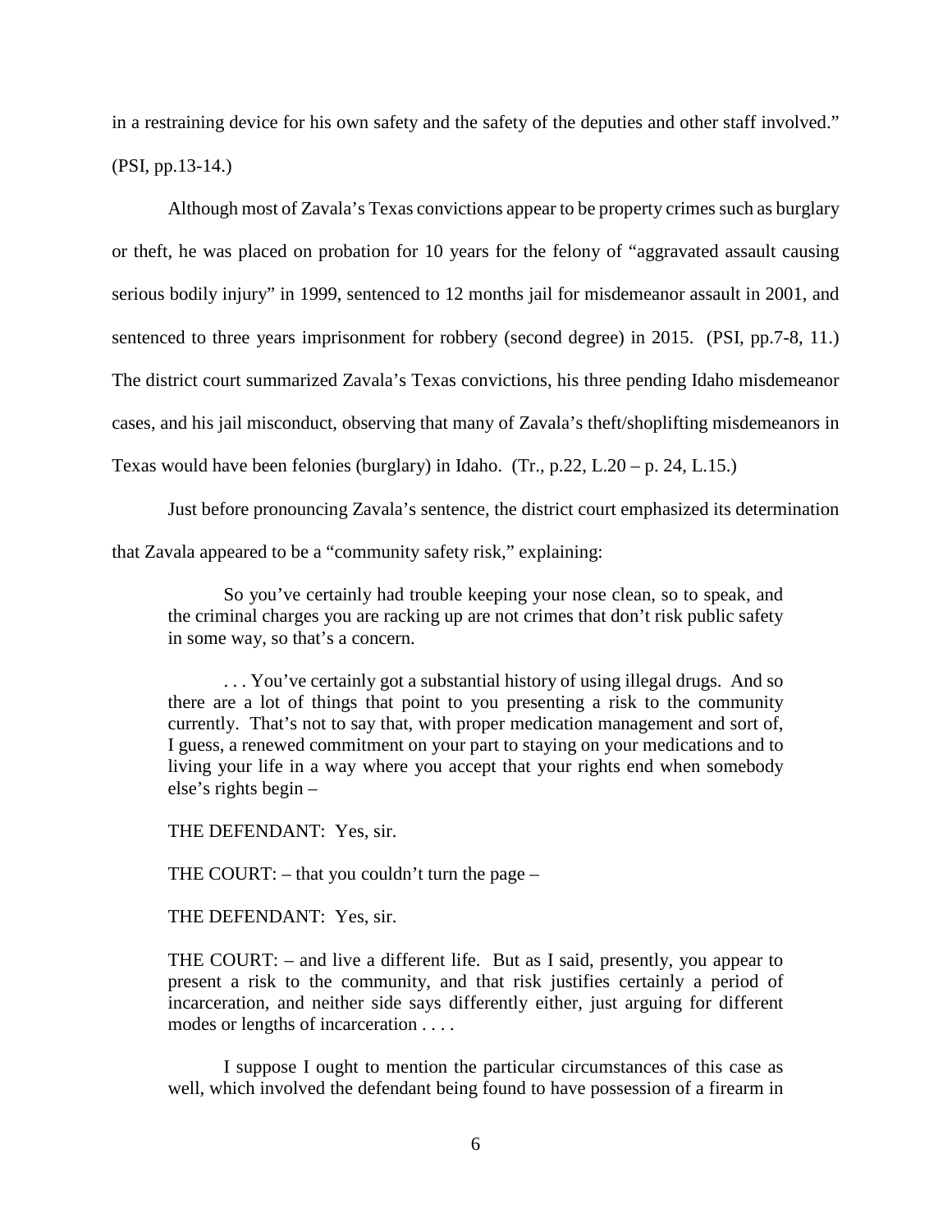in a restraining device for his own safety and the safety of the deputies and other staff involved." (PSI, pp.13-14.)

Although most of Zavala's Texas convictions appear to be property crimes such as burglary or theft, he was placed on probation for 10 years for the felony of "aggravated assault causing serious bodily injury" in 1999, sentenced to 12 months jail for misdemeanor assault in 2001, and sentenced to three years imprisonment for robbery (second degree) in 2015. (PSI, pp.7-8, 11.) The district court summarized Zavala's Texas convictions, his three pending Idaho misdemeanor cases, and his jail misconduct, observing that many of Zavala's theft/shoplifting misdemeanors in Texas would have been felonies (burglary) in Idaho. (Tr., p.22, L.20 – p. 24, L.15.)

Just before pronouncing Zavala's sentence, the district court emphasized its determination that Zavala appeared to be a "community safety risk," explaining:

> So you've certainly had trouble keeping your nose clean, so to speak, and the criminal charges you are racking up are not crimes that don't risk public safety in some way, so that's a concern.
>
> . . . You've certainly got a substantial history of using illegal drugs. And so there are a lot of things that point to you presenting a risk to the community currently. That's not to say that, with proper medication management and sort of, I guess, a renewed commitment on your part to staying on your medications and to living your life in a way where you accept that your rights end when somebody else's rights begin –
>
> THE DEFENDANT: Yes, sir.
>
> THE COURT: – that you couldn't turn the page –
>
> THE DEFENDANT: Yes, sir.
>
> THE COURT: – and live a different life. But as I said, presently, you appear to present a risk to the community, and that risk justifies certainly a period of incarceration, and neither side says differently either, just arguing for different modes or lengths of incarceration . . . .
>
> I suppose I ought to mention the particular circumstances of this case as well, which involved the defendant being found to have possession of a firearm in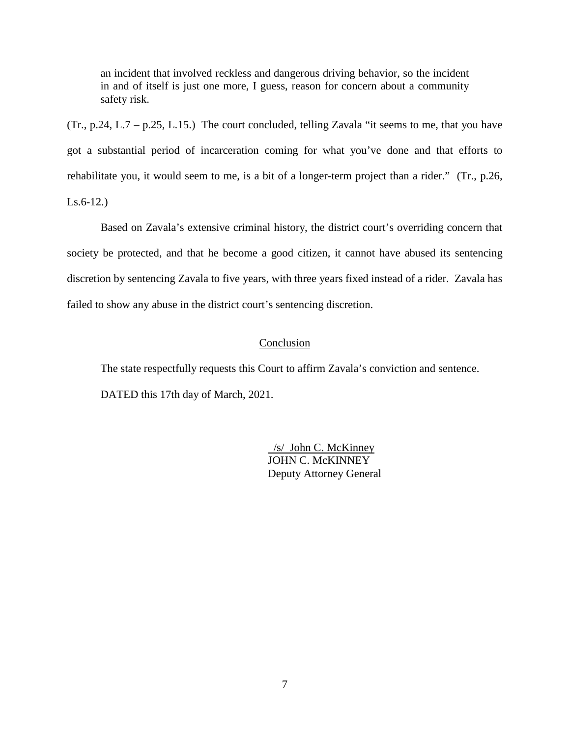> an incident that involved reckless and dangerous driving behavior, so the incident in and of itself is just one more, I guess, reason for concern about a community safety risk.

(Tr., p.24, L.7 – p.25, L.15.) The court concluded, telling Zavala "it seems to me, that you have got a substantial period of incarceration coming for what you've done and that efforts to rehabilitate you, it would seem to me, is a bit of a longer-term project than a rider." (Tr., p.26, Ls.6-12.)

Based on Zavala's extensive criminal history, the district court's overriding concern that society be protected, and that he become a good citizen, it cannot have abused its sentencing discretion by sentencing Zavala to five years, with three years fixed instead of a rider. Zavala has failed to show any abuse in the district court's sentencing discretion.

## Conclusion

The state respectfully requests this Court to affirm Zavala's conviction and sentence.

DATED this 17th day of March, 2021.

/s/ John C. McKinney
JOHN C. McKINNEY
Deputy Attorney General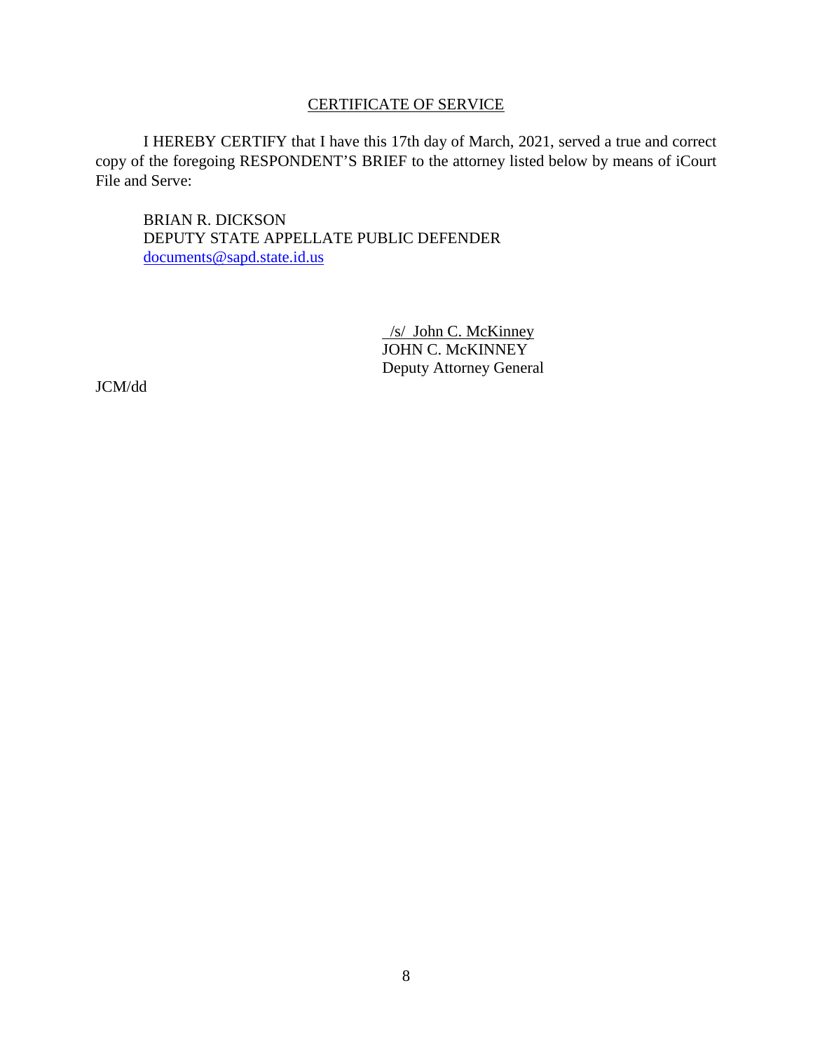## CERTIFICATE OF SERVICE

I HEREBY CERTIFY that I have this 17th day of March, 2021, served a true and correct copy of the foregoing RESPONDENT'S BRIEF to the attorney listed below by means of iCourt File and Serve:

BRIAN R. DICKSON  
DEPUTY STATE APPELLATE PUBLIC DEFENDER  
documents@sapd.state.id.us

/s/ John C. McKinney  
JOHN C. McKINNEY  
Deputy Attorney General

JCM/dd